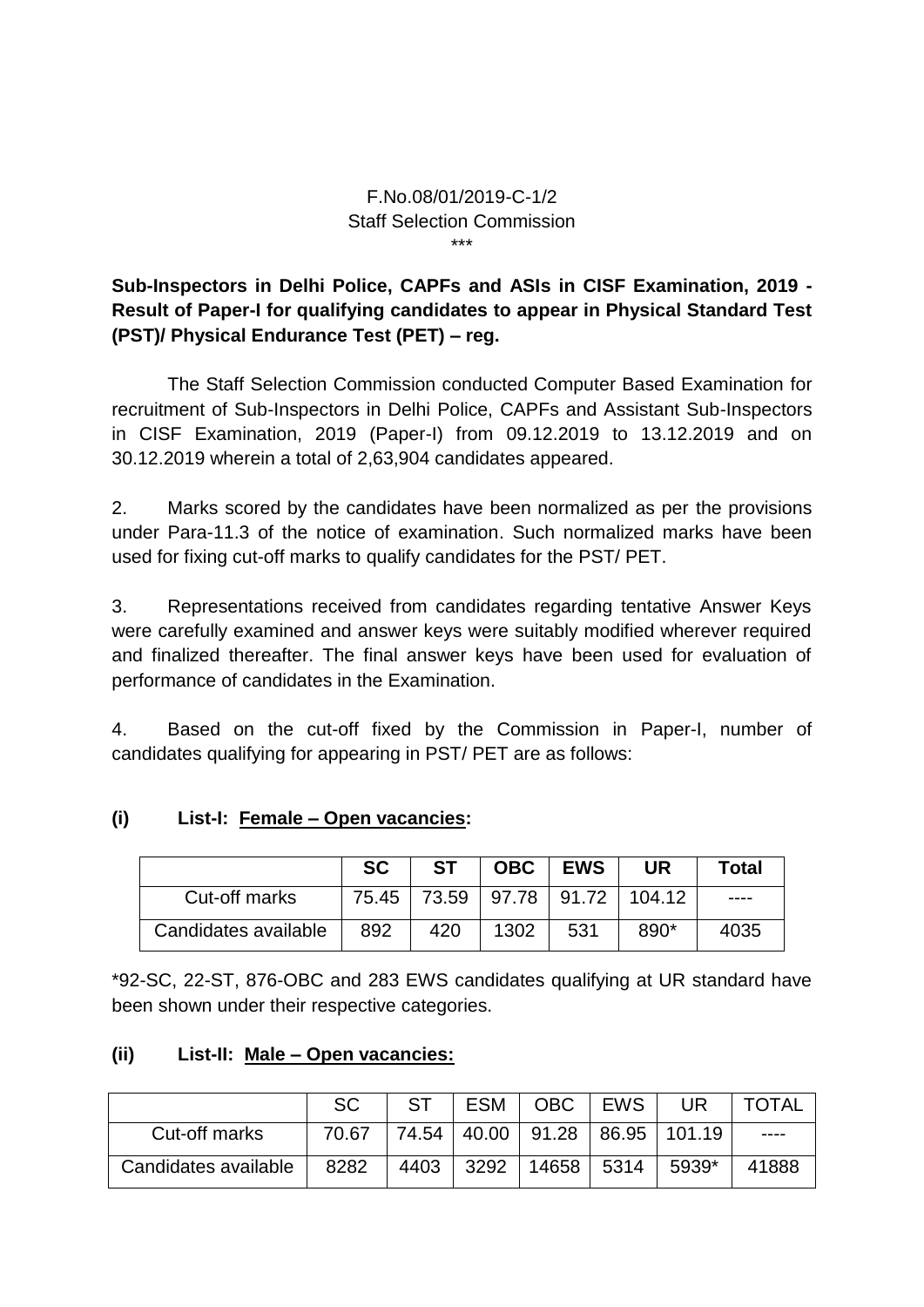F.No.08/01/2019-C-1/2
Staff Selection Commission
\*\*\*

**Sub-Inspectors in Delhi Police, CAPFs and ASIs in CISF Examination, 2019 - Result of Paper-I for qualifying candidates to appear in Physical Standard Test (PST)/ Physical Endurance Test (PET) – reg.**

The Staff Selection Commission conducted Computer Based Examination for recruitment of Sub-Inspectors in Delhi Police, CAPFs and Assistant Sub-Inspectors in CISF Examination, 2019 (Paper-I) from 09.12.2019 to 13.12.2019 and on 30.12.2019 wherein a total of 2,63,904 candidates appeared.

2. Marks scored by the candidates have been normalized as per the provisions under Para-11.3 of the notice of examination. Such normalized marks have been used for fixing cut-off marks to qualify candidates for the PST/ PET.

3. Representations received from candidates regarding tentative Answer Keys were carefully examined and answer keys were suitably modified wherever required and finalized thereafter. The final answer keys have been used for evaluation of performance of candidates in the Examination.

4. Based on the cut-off fixed by the Commission in Paper-I, number of candidates qualifying for appearing in PST/ PET are as follows:

**(i) List-I: Female – Open vacancies:**

| | **SC** | **ST** | **OBC** | **EWS** | **UR** | **Total** |
|---|---|---|---|---|---|---|
| Cut-off marks | 75.45 | 73.59 | 97.78 | 91.72 | 104.12 | ---- |
| Candidates available | 892 | 420 | 1302 | 531 | 890* | 4035 |

*92-SC, 22-ST, 876-OBC and 283 EWS candidates qualifying at UR standard have been shown under their respective categories.

**(ii) List-II: Male – Open vacancies:**

| | SC | ST | ESM | OBC | EWS | UR | TOTAL |
|---|---|---|---|---|---|---|---|
| Cut-off marks | 70.67 | 74.54 | 40.00 | 91.28 | 86.95 | 101.19 | ---- |
| Candidates available | 8282 | 4403 | 3292 | 14658 | 5314 | 5939* | 41888 |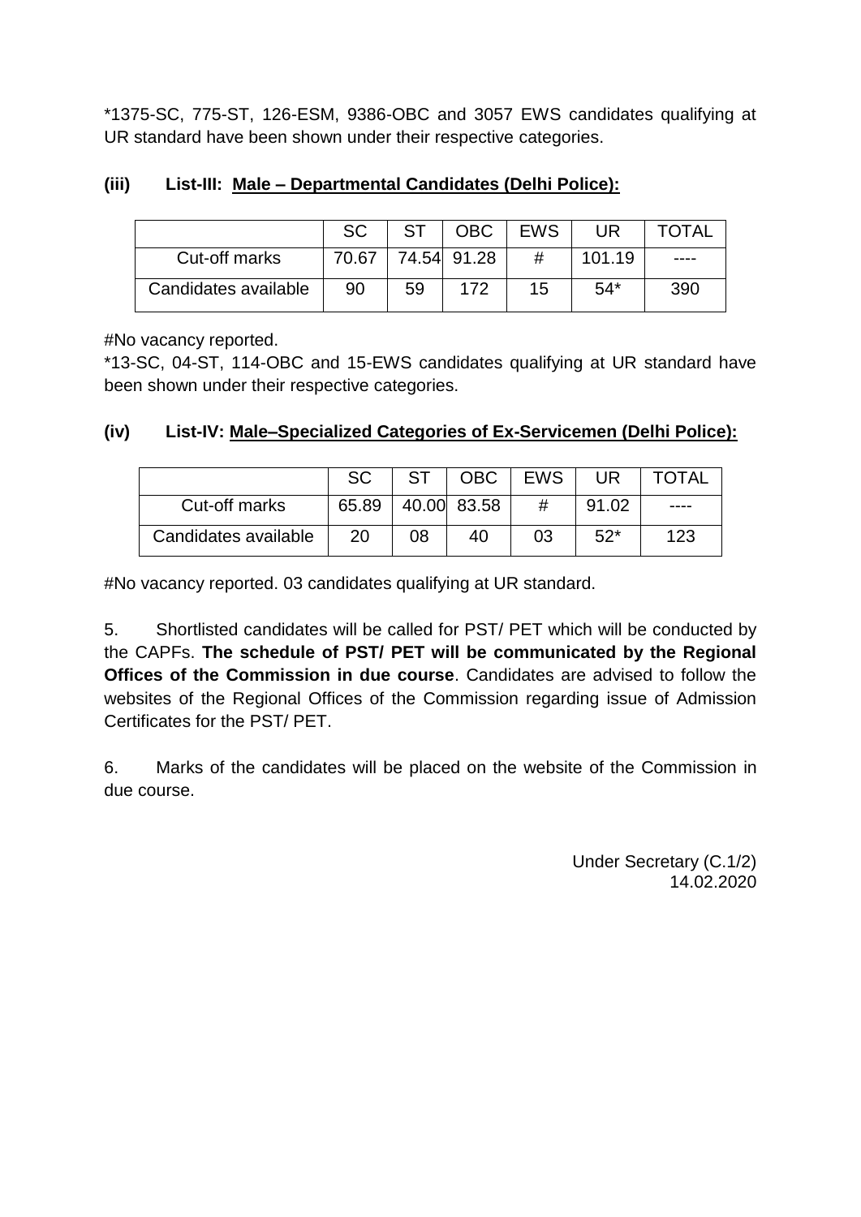*1375-SC, 775-ST, 126-ESM, 9386-OBC and 3057 EWS candidates qualifying at UR standard have been shown under their respective categories.

### (iii) List-III: Male – Departmental Candidates (Delhi Police):

| | SC | ST | OBC | EWS | UR | TOTAL |
|---|---|---|---|---|---|---|
| Cut-off marks | 70.67 | 74.54 | 91.28 | # | 101.19 | ---- |
| Candidates available | 90 | 59 | 172 | 15 | 54* | 390 |

#No vacancy reported.
*13-SC, 04-ST, 114-OBC and 15-EWS candidates qualifying at UR standard have been shown under their respective categories.

### (iv) List-IV: Male–Specialized Categories of Ex-Servicemen (Delhi Police):

| | SC | ST | OBC | EWS | UR | TOTAL |
|---|---|---|---|---|---|---|
| Cut-off marks | 65.89 | 40.00 | 83.58 | # | 91.02 | ---- |
| Candidates available | 20 | 08 | 40 | 03 | 52* | 123 |

#No vacancy reported. 03 candidates qualifying at UR standard.

5. Shortlisted candidates will be called for PST/ PET which will be conducted by the CAPFs. **The schedule of PST/ PET will be communicated by the Regional Offices of the Commission in due course**. Candidates are advised to follow the websites of the Regional Offices of the Commission regarding issue of Admission Certificates for the PST/ PET.

6. Marks of the candidates will be placed on the website of the Commission in due course.

Under Secretary (C.1/2)
14.02.2020